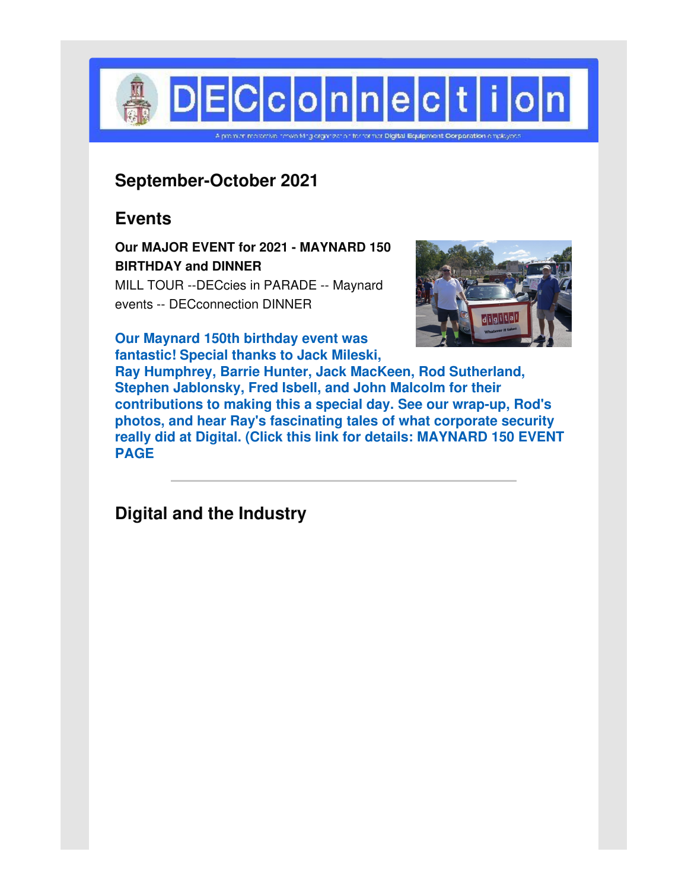# DECconnection

A premier membership networking organization for former Digital Equipment Corporation employees

## September-October 2021

## Events

**Our MAJOR EVENT for 2021 - MAYNARD 150 BIRTHDAY and DINNER**
MILL TOUR --DECcies in PARADE -- Maynard events -- DECconnection DINNER

**Our Maynard 150th birthday event was fantastic! Special thanks to Jack Mileski, Ray Humphrey, Barrie Hunter, Jack MacKeen, Rod Sutherland, Stephen Jablonsky, Fred Isbell, and John Malcolm for their contributions to making this a special day. See our wrap-up, Rod's photos, and hear Ray's fascinating tales of what corporate security really did at Digital. (Click this link for details: MAYNARD 150 EVENT PAGE**

---

## Digital and the Industry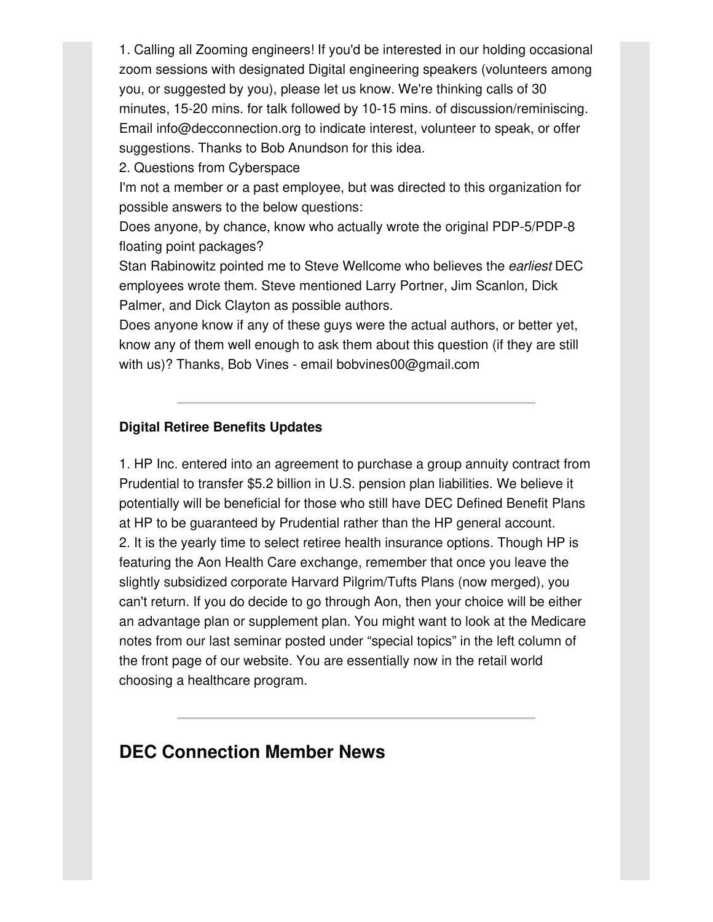1. Calling all Zooming engineers! If you'd be interested in our holding occasional zoom sessions with designated Digital engineering speakers (volunteers among you, or suggested by you), please let us know. We're thinking calls of 30 minutes, 15-20 mins. for talk followed by 10-15 mins. of discussion/reminiscing. Email info@decconnection.org to indicate interest, volunteer to speak, or offer suggestions. Thanks to Bob Anundson for this idea.

2. Questions from Cyberspace

I'm not a member or a past employee, but was directed to this organization for possible answers to the below questions:

Does anyone, by chance, know who actually wrote the original PDP-5/PDP-8 floating point packages?

Stan Rabinowitz pointed me to Steve Wellcome who believes the *earliest* DEC employees wrote them. Steve mentioned Larry Portner, Jim Scanlon, Dick Palmer, and Dick Clayton as possible authors.

Does anyone know if any of these guys were the actual authors, or better yet, know any of them well enough to ask them about this question (if they are still with us)? Thanks, Bob Vines - email bobvines00@gmail.com

---

**Digital Retiree Benefits Updates**

1. HP Inc. entered into an agreement to purchase a group annuity contract from Prudential to transfer $5.2 billion in U.S. pension plan liabilities. We believe it potentially will be beneficial for those who still have DEC Defined Benefit Plans at HP to be guaranteed by Prudential rather than the HP general account.

2. It is the yearly time to select retiree health insurance options. Though HP is featuring the Aon Health Care exchange, remember that once you leave the slightly subsidized corporate Harvard Pilgrim/Tufts Plans (now merged), you can't return. If you do decide to go through Aon, then your choice will be either an advantage plan or supplement plan. You might want to look at the Medicare notes from our last seminar posted under "special topics" in the left column of the front page of our website. You are essentially now in the retail world choosing a healthcare program.

---

## DEC Connection Member News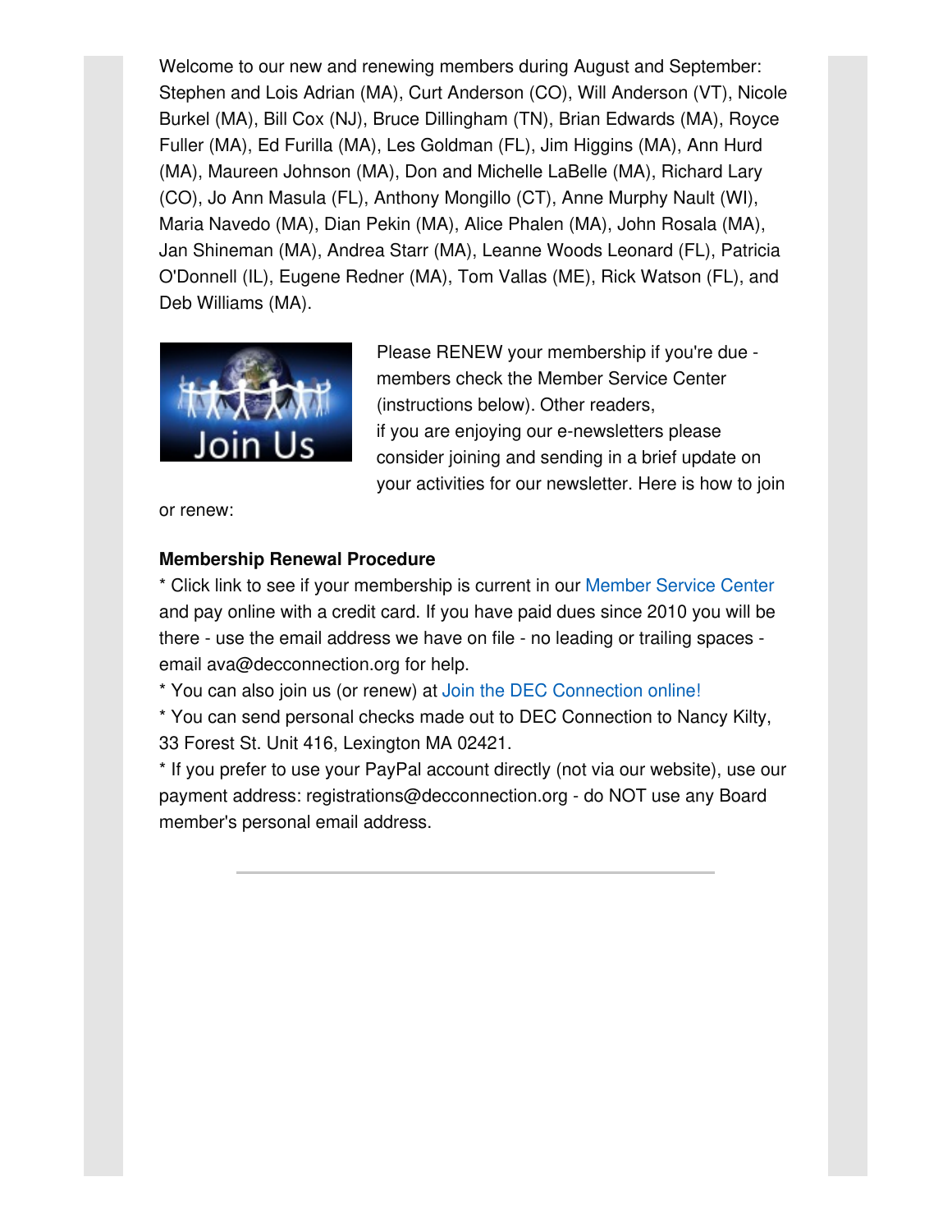Welcome to our new and renewing members during August and September: Stephen and Lois Adrian (MA), Curt Anderson (CO), Will Anderson (VT), Nicole Burkel (MA), Bill Cox (NJ), Bruce Dillingham (TN), Brian Edwards (MA), Royce Fuller (MA), Ed Furilla (MA), Les Goldman (FL), Jim Higgins (MA), Ann Hurd (MA), Maureen Johnson (MA), Don and Michelle LaBelle (MA), Richard Lary (CO), Jo Ann Masula (FL), Anthony Mongillo (CT), Anne Murphy Nault (WI), Maria Navedo (MA), Dian Pekin (MA), Alice Phalen (MA), John Rosala (MA), Jan Shineman (MA), Andrea Starr (MA), Leanne Woods Leonard (FL), Patricia O'Donnell (IL), Eugene Redner (MA), Tom Vallas (ME), Rick Watson (FL), and Deb Williams (MA).

Please RENEW your membership if you're due - members check the Member Service Center (instructions below). Other readers, if you are enjoying our e-newsletters please consider joining and sending in a brief update on your activities for our newsletter. Here is how to join or renew:

**Membership Renewal Procedure**

* Click link to see if your membership is current in our Member Service Center and pay online with a credit card. If you have paid dues since 2010 you will be there - use the email address we have on file - no leading or trailing spaces - email ava@decconnection.org for help.
* You can also join us (or renew) at Join the DEC Connection online!
* You can send personal checks made out to DEC Connection to Nancy Kilty, 33 Forest St. Unit 416, Lexington MA 02421.
* If you prefer to use your PayPal account directly (not via our website), use our payment address: registrations@decconnection.org - do NOT use any Board member's personal email address.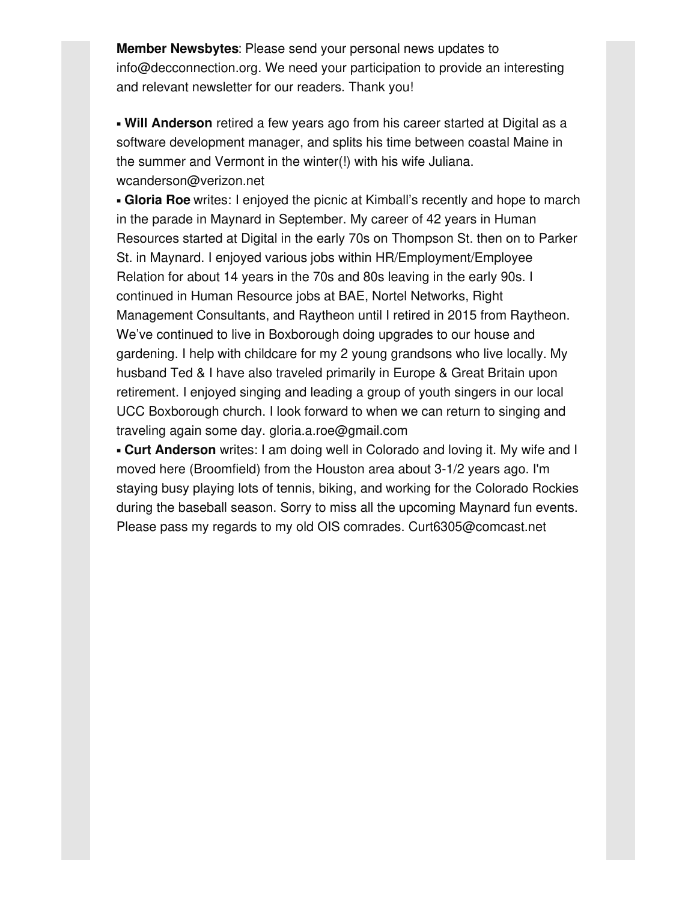**Member Newsbytes**: Please send your personal news updates to info@decconnection.org. We need your participation to provide an interesting and relevant newsletter for our readers. Thank you!

- **Will Anderson** retired a few years ago from his career started at Digital as a software development manager, and splits his time between coastal Maine in the summer and Vermont in the winter(!) with his wife Juliana. wcanderson@verizon.net
- **Gloria Roe** writes: I enjoyed the picnic at Kimball's recently and hope to march in the parade in Maynard in September. My career of 42 years in Human Resources started at Digital in the early 70s on Thompson St. then on to Parker St. in Maynard. I enjoyed various jobs within HR/Employment/Employee Relation for about 14 years in the 70s and 80s leaving in the early 90s. I continued in Human Resource jobs at BAE, Nortel Networks, Right Management Consultants, and Raytheon until I retired in 2015 from Raytheon. We've continued to live in Boxborough doing upgrades to our house and gardening. I help with childcare for my 2 young grandsons who live locally. My husband Ted & I have also traveled primarily in Europe & Great Britain upon retirement. I enjoyed singing and leading a group of youth singers in our local UCC Boxborough church. I look forward to when we can return to singing and traveling again some day. gloria.a.roe@gmail.com
- **Curt Anderson** writes: I am doing well in Colorado and loving it. My wife and I moved here (Broomfield) from the Houston area about 3-1/2 years ago. I'm staying busy playing lots of tennis, biking, and working for the Colorado Rockies during the baseball season. Sorry to miss all the upcoming Maynard fun events. Please pass my regards to my old OIS comrades. Curt6305@comcast.net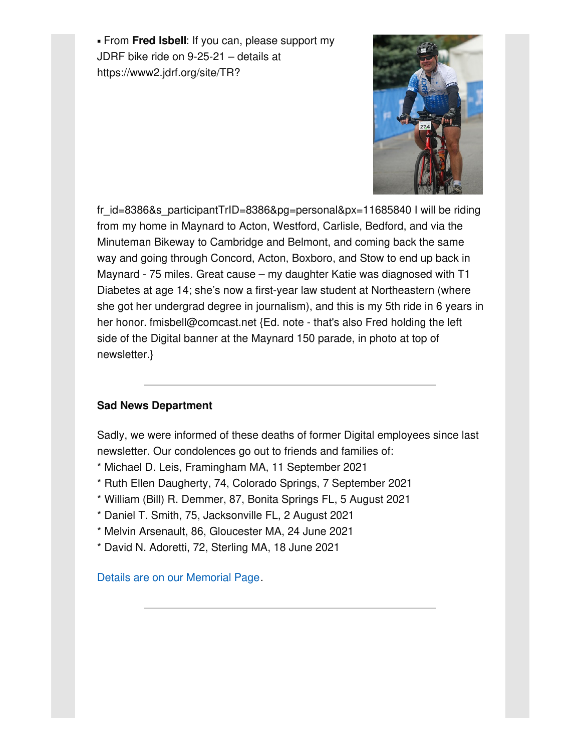▪ From **Fred Isbell**: If you can, please support my JDRF bike ride on 9-25-21 – details at https://www2.jdrf.org/site/TR?fr_id=8386&s_participantTrID=8386&pg=personal&px=11685840 I will be riding from my home in Maynard to Acton, Westford, Carlisle, Bedford, and via the Minuteman Bikeway to Cambridge and Belmont, and coming back the same way and going through Concord, Acton, Boxboro, and Stow to end up back in Maynard - 75 miles. Great cause – my daughter Katie was diagnosed with T1 Diabetes at age 14; she's now a first-year law student at Northeastern (where she got her undergrad degree in journalism), and this is my 5th ride in 6 years in her honor. fmisbell@comcast.net {Ed. note - that's also Fred holding the left side of the Digital banner at the Maynard 150 parade, in photo at top of newsletter.}

---

**Sad News Department**

Sadly, we were informed of these deaths of former Digital employees since last newsletter. Our condolences go out to friends and families of:
* Michael D. Leis, Framingham MA, 11 September 2021
* Ruth Ellen Daugherty, 74, Colorado Springs, 7 September 2021
* William (Bill) R. Demmer, 87, Bonita Springs FL, 5 August 2021
* Daniel T. Smith, 75, Jacksonville FL, 2 August 2021
* Melvin Arsenault, 86, Gloucester MA, 24 June 2021
* David N. Adoretti, 72, Sterling MA, 18 June 2021

Details are on our Memorial Page.

---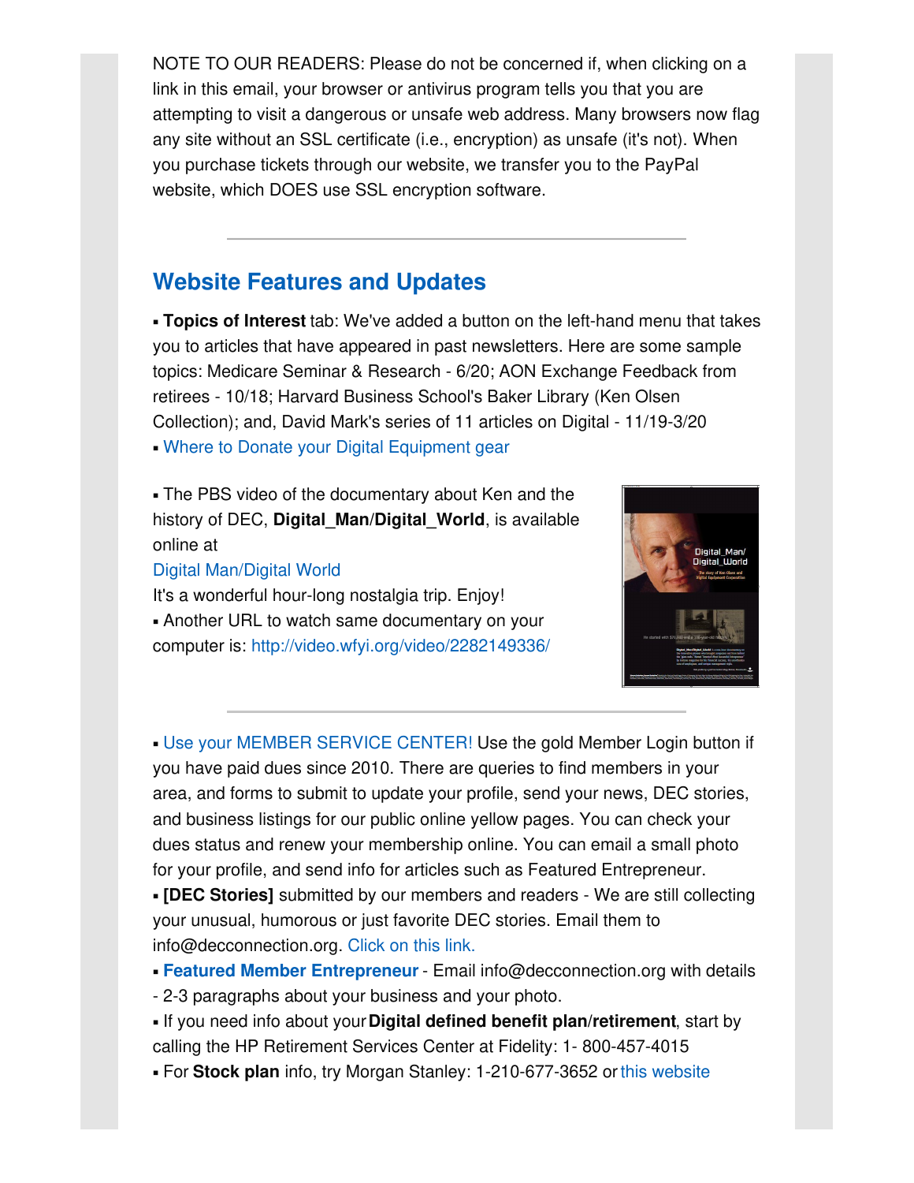NOTE TO OUR READERS: Please do not be concerned if, when clicking on a link in this email, your browser or antivirus program tells you that you are attempting to visit a dangerous or unsafe web address. Many browsers now flag any site without an SSL certificate (i.e., encryption) as unsafe (it's not). When you purchase tickets through our website, we transfer you to the PayPal website, which DOES use SSL encryption software.

---

## Website Features and Updates

- **Topics of Interest** tab: We've added a button on the left-hand menu that takes you to articles that have appeared in past newsletters. Here are some sample topics: Medicare Seminar & Research - 6/20; AON Exchange Feedback from retirees - 10/18; Harvard Business School's Baker Library (Ken Olsen Collection); and, David Mark's series of 11 articles on Digital - 11/19-3/20
- Where to Donate your Digital Equipment gear

- The PBS video of the documentary about Ken and the history of DEC, **Digital_Man/Digital_World**, is available online at
Digital Man/Digital World
It's a wonderful hour-long nostalgia trip. Enjoy!
- Another URL to watch same documentary on your computer is: http://video.wfyi.org/video/2282149336/

---

- Use your MEMBER SERVICE CENTER! Use the gold Member Login button if you have paid dues since 2010. There are queries to find members in your area, and forms to submit to update your profile, send your news, DEC stories, and business listings for our public online yellow pages. You can check your dues status and renew your membership online. You can email a small photo for your profile, and send info for articles such as Featured Entrepreneur.
- **[DEC Stories]** submitted by our members and readers - We are still collecting your unusual, humorous or just favorite DEC stories. Email them to info@decconnection.org. Click on this link.
- **Featured Member Entrepreneur** - Email info@decconnection.org with details - 2-3 paragraphs about your business and your photo.
- If you need info about your **Digital defined benefit plan/retirement**, start by calling the HP Retirement Services Center at Fidelity: 1- 800-457-4015
- For **Stock plan** info, try Morgan Stanley: 1-210-677-3652 or this website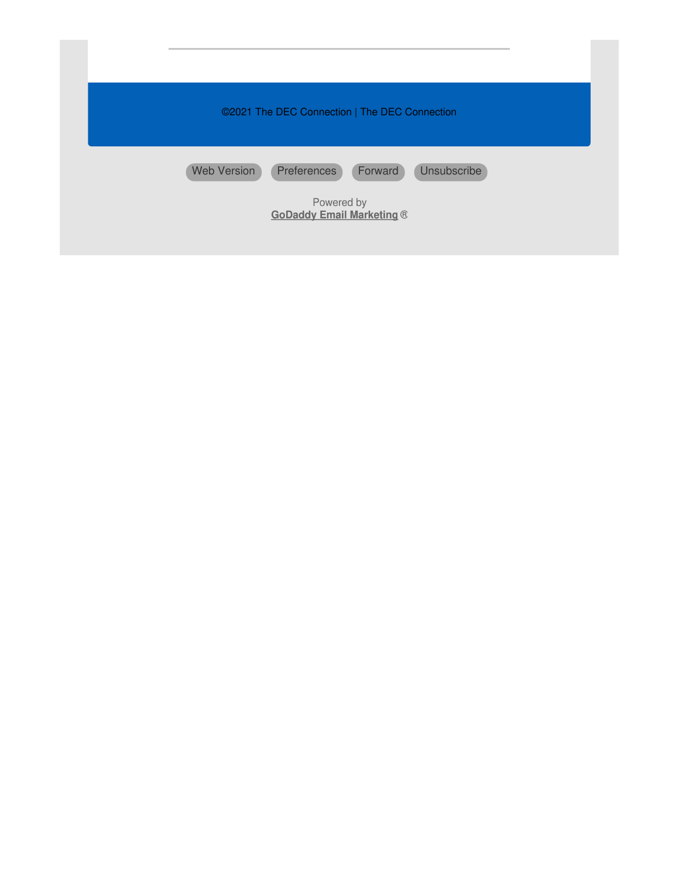©2021 The DEC Connection | The DEC Connection

Web Version Preferences Forward Unsubscribe

Powered by
**GoDaddy Email Marketing** ®